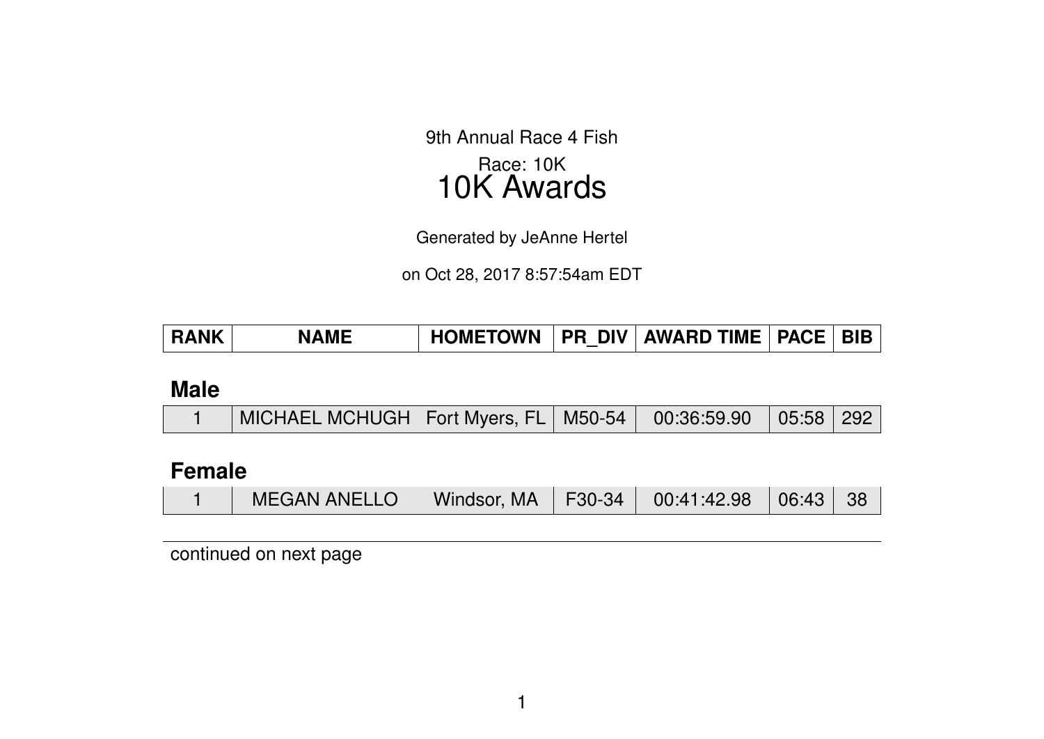9th Annual Race 4 Fish

Race: 10K

# 10K Awards

Generated by JeAnne Hertel

on Oct 28, 2017 8:57:54am EDT

| RANK | NAME | HOMETOWN | PR_DIV | AWARD TIME | PACE | BIB |
|---|---|---|---|---|---|---|

## Male

| RANK | NAME | HOMETOWN | PR_DIV | AWARD TIME | PACE | BIB |
|---|---|---|---|---|---|---|
| 1 | MICHAEL MCHUGH | Fort Myers, FL | M50-54 | 00:36:59.90 | 05:58 | 292 |

## Female

| RANK | NAME | HOMETOWN | PR_DIV | AWARD TIME | PACE | BIB |
|---|---|---|---|---|---|---|
| 1 | MEGAN ANELLO | Windsor, MA | F30-34 | 00:41:42.98 | 06:43 | 38 |

continued on next page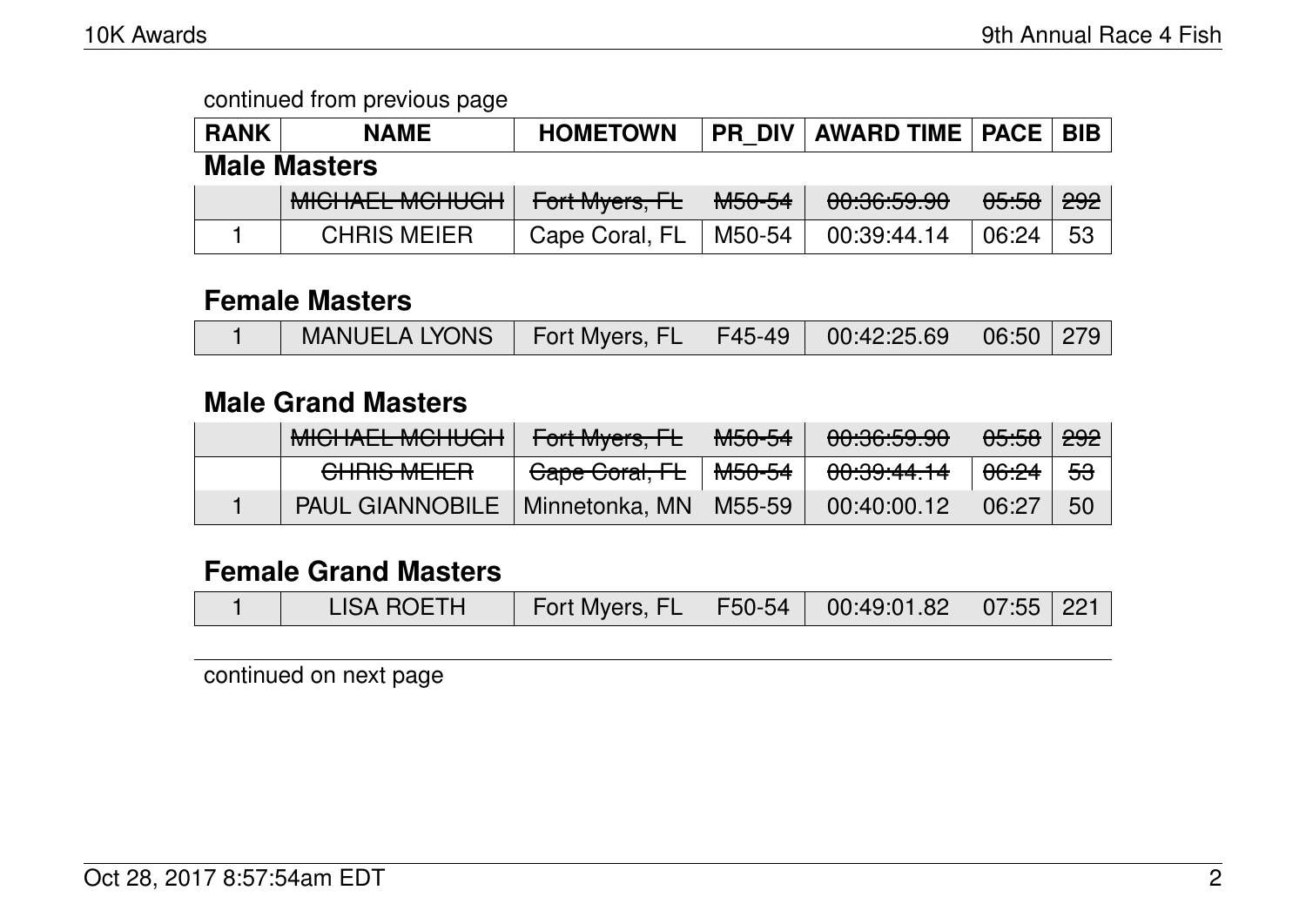continued from previous page

| RANK | NAME | HOMETOWN | PR_DIV | AWARD TIME | PACE | BIB |
|---|---|---|---|---|---|---|

## Male Masters

| RANK | NAME | HOMETOWN | PR_DIV | AWARD TIME | PACE | BIB |
|---|---|---|---|---|---|---|
| | ~~MICHAEL MCHUGH~~ | ~~Fort Myers, FL~~ | ~~M50-54~~ | ~~00:36:59.90~~ | ~~05:58~~ | ~~292~~ |
| 1 | CHRIS MEIER | Cape Coral, FL | M50-54 | 00:39:44.14 | 06:24 | 53 |

## Female Masters

| RANK | NAME | HOMETOWN | PR_DIV | AWARD TIME | PACE | BIB |
|---|---|---|---|---|---|---|
| 1 | MANUELA LYONS | Fort Myers, FL | F45-49 | 00:42:25.69 | 06:50 | 279 |

## Male Grand Masters

| RANK | NAME | HOMETOWN | PR_DIV | AWARD TIME | PACE | BIB |
|---|---|---|---|---|---|---|
| | ~~MICHAEL MCHUGH~~ | ~~Fort Myers, FL~~ | ~~M50-54~~ | ~~00:36:59.90~~ | ~~05:58~~ | ~~292~~ |
| | ~~CHRIS MEIER~~ | ~~Cape Coral, FL~~ | ~~M50-54~~ | ~~00:39:44.14~~ | ~~06:24~~ | ~~53~~ |
| 1 | PAUL GIANNOBILE | Minnetonka, MN | M55-59 | 00:40:00.12 | 06:27 | 50 |

## Female Grand Masters

| RANK | NAME | HOMETOWN | PR_DIV | AWARD TIME | PACE | BIB |
|---|---|---|---|---|---|---|
| 1 | LISA ROETH | Fort Myers, FL | F50-54 | 00:49:01.82 | 07:55 | 221 |

continued on next page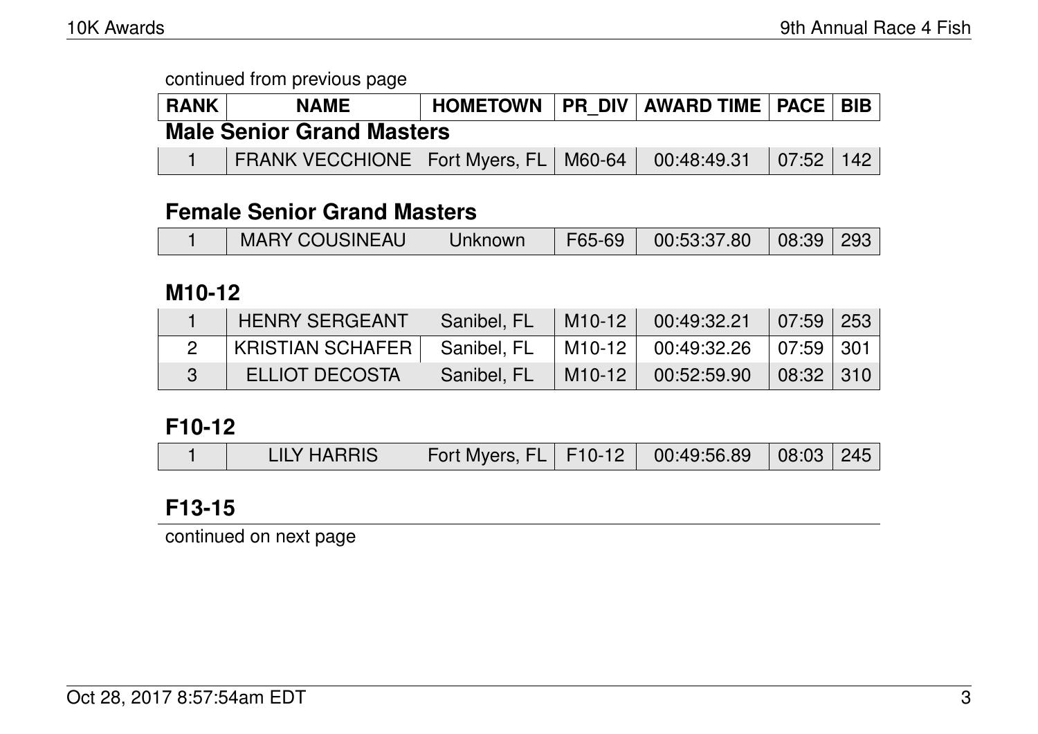continued from previous page

| RANK | NAME | HOMETOWN | PR_DIV | AWARD TIME | PACE | BIB |
|---|---|---|---|---|---|---|

### Male Senior Grand Masters

| RANK | NAME | HOMETOWN | PR_DIV | AWARD TIME | PACE | BIB |
|---|---|---|---|---|---|---|
| 1 | FRANK VECCHIONE | Fort Myers, FL | M60-64 | 00:48:49.31 | 07:52 | 142 |

### Female Senior Grand Masters

| RANK | NAME | HOMETOWN | PR_DIV | AWARD TIME | PACE | BIB |
|---|---|---|---|---|---|---|
| 1 | MARY COUSINEAU | Unknown | F65-69 | 00:53:37.80 | 08:39 | 293 |

### M10-12

| RANK | NAME | HOMETOWN | PR_DIV | AWARD TIME | PACE | BIB |
|---|---|---|---|---|---|---|
| 1 | HENRY SERGEANT | Sanibel, FL | M10-12 | 00:49:32.21 | 07:59 | 253 |
| 2 | KRISTIAN SCHAFER | Sanibel, FL | M10-12 | 00:49:32.26 | 07:59 | 301 |
| 3 | ELLIOT DECOSTA | Sanibel, FL | M10-12 | 00:52:59.90 | 08:32 | 310 |

### F10-12

| RANK | NAME | HOMETOWN | PR_DIV | AWARD TIME | PACE | BIB |
|---|---|---|---|---|---|---|
| 1 | LILY HARRIS | Fort Myers, FL | F10-12 | 00:49:56.89 | 08:03 | 245 |

### F13-15

continued on next page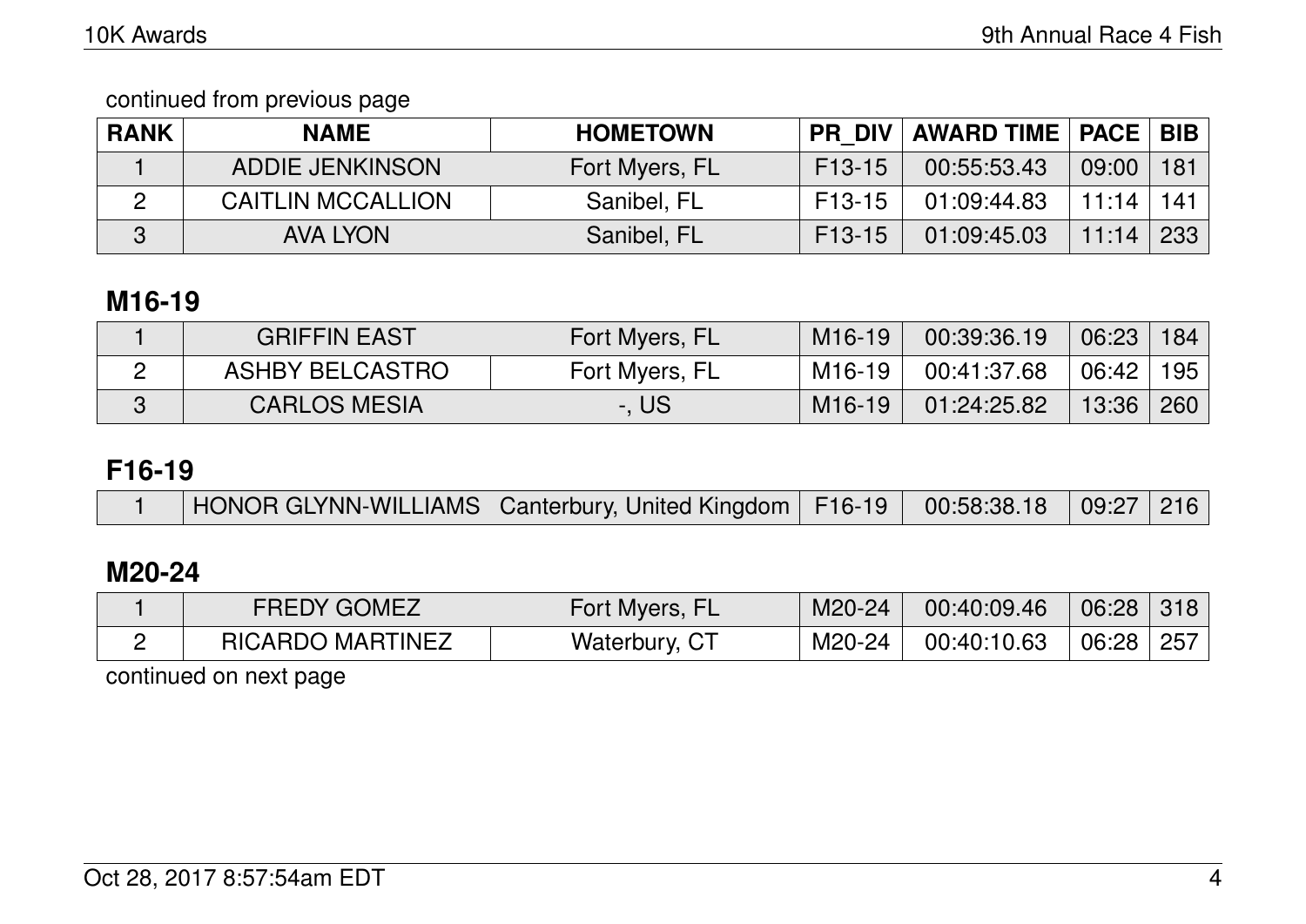continued from previous page

| RANK | NAME | HOMETOWN | PR_DIV | AWARD TIME | PACE | BIB |
|---|---|---|---|---|---|---|
| 1 | ADDIE JENKINSON | Fort Myers, FL | F13-15 | 00:55:53.43 | 09:00 | 181 |
| 2 | CAITLIN MCCALLION | Sanibel, FL | F13-15 | 01:09:44.83 | 11:14 | 141 |
| 3 | AVA LYON | Sanibel, FL | F13-15 | 01:09:45.03 | 11:14 | 233 |

## M16-19

| RANK | NAME | HOMETOWN | PR_DIV | AWARD TIME | PACE | BIB |
|---|---|---|---|---|---|---|
| 1 | GRIFFIN EAST | Fort Myers, FL | M16-19 | 00:39:36.19 | 06:23 | 184 |
| 2 | ASHBY BELCASTRO | Fort Myers, FL | M16-19 | 00:41:37.68 | 06:42 | 195 |
| 3 | CARLOS MESIA | -, US | M16-19 | 01:24:25.82 | 13:36 | 260 |

## F16-19

| RANK | NAME | HOMETOWN | PR_DIV | AWARD TIME | PACE | BIB |
|---|---|---|---|---|---|---|
| 1 | HONOR GLYNN-WILLIAMS | Canterbury, United Kingdom | F16-19 | 00:58:38.18 | 09:27 | 216 |

## M20-24

| RANK | NAME | HOMETOWN | PR_DIV | AWARD TIME | PACE | BIB |
|---|---|---|---|---|---|---|
| 1 | FREDY GOMEZ | Fort Myers, FL | M20-24 | 00:40:09.46 | 06:28 | 318 |
| 2 | RICARDO MARTINEZ | Waterbury, CT | M20-24 | 00:40:10.63 | 06:28 | 257 |

continued on next page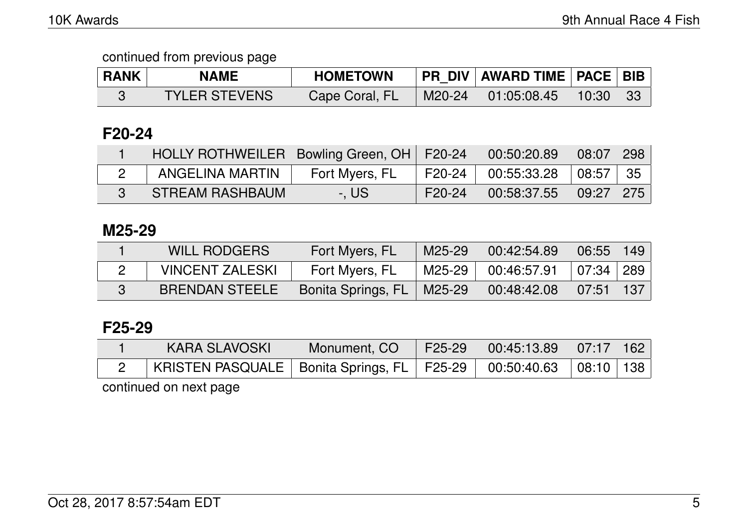continued from previous page

| RANK | NAME | HOMETOWN | PR_DIV | AWARD TIME | PACE | BIB |
|---|---|---|---|---|---|---|
| 3 | TYLER STEVENS | Cape Coral, FL | M20-24 | 01:05:08.45 | 10:30 | 33 |

## F20-24

| RANK | NAME | HOMETOWN | PR_DIV | AWARD TIME | PACE | BIB |
|---|---|---|---|---|---|---|
| 1 | HOLLY ROTHWEILER | Bowling Green, OH | F20-24 | 00:50:20.89 | 08:07 | 298 |
| 2 | ANGELINA MARTIN | Fort Myers, FL | F20-24 | 00:55:33.28 | 08:57 | 35 |
| 3 | STREAM RASHBAUM | -, US | F20-24 | 00:58:37.55 | 09:27 | 275 |

## M25-29

| RANK | NAME | HOMETOWN | PR_DIV | AWARD TIME | PACE | BIB |
|---|---|---|---|---|---|---|
| 1 | WILL RODGERS | Fort Myers, FL | M25-29 | 00:42:54.89 | 06:55 | 149 |
| 2 | VINCENT ZALESKI | Fort Myers, FL | M25-29 | 00:46:57.91 | 07:34 | 289 |
| 3 | BRENDAN STEELE | Bonita Springs, FL | M25-29 | 00:48:42.08 | 07:51 | 137 |

## F25-29

| RANK | NAME | HOMETOWN | PR_DIV | AWARD TIME | PACE | BIB |
|---|---|---|---|---|---|---|
| 1 | KARA SLAVOSKI | Monument, CO | F25-29 | 00:45:13.89 | 07:17 | 162 |
| 2 | KRISTEN PASQUALE | Bonita Springs, FL | F25-29 | 00:50:40.63 | 08:10 | 138 |

continued on next page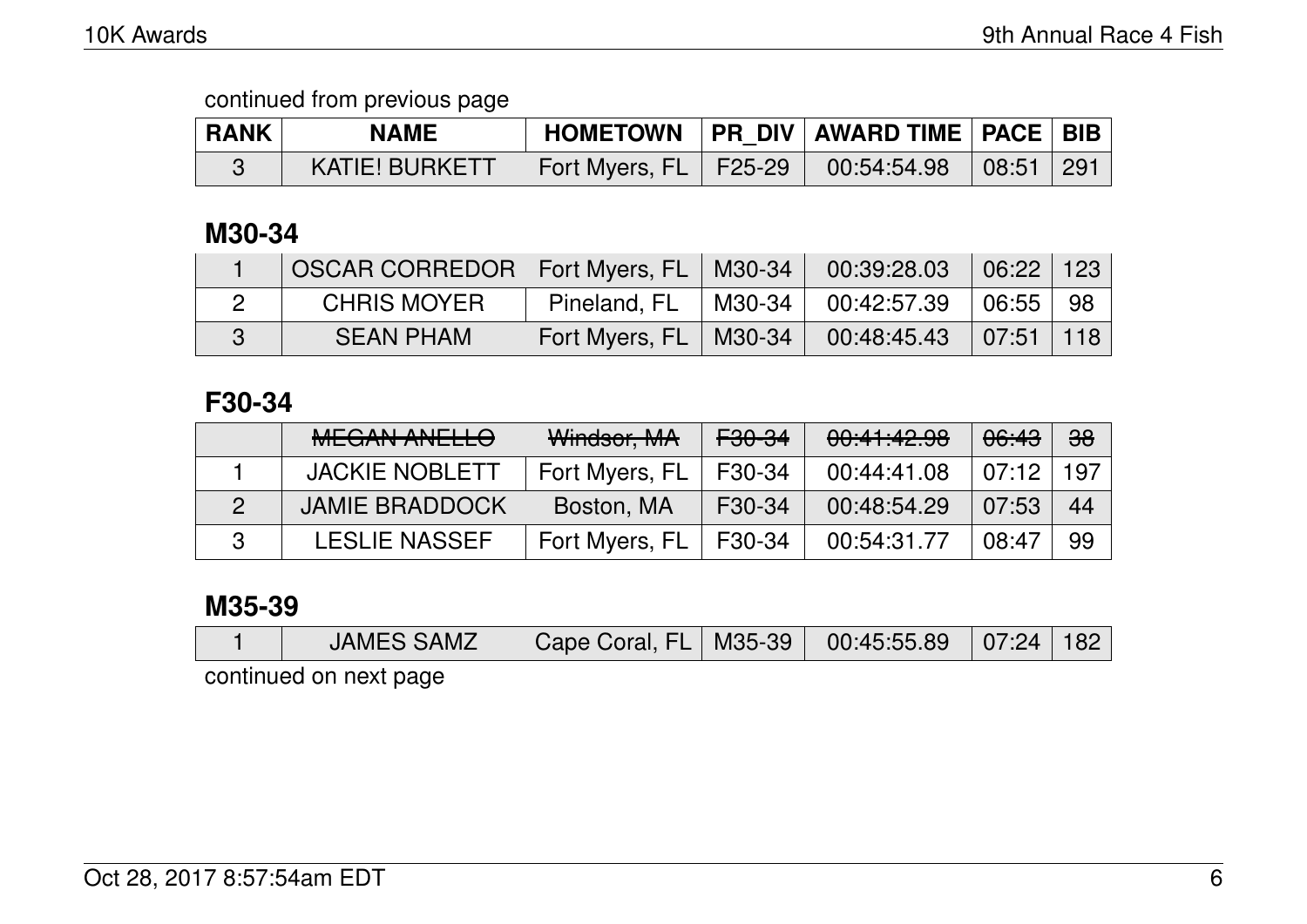continued from previous page

| RANK | NAME | HOMETOWN | PR_DIV | AWARD TIME | PACE | BIB |
|---|---|---|---|---|---|---|
| 3 | KATIE! BURKETT | Fort Myers, FL | F25-29 | 00:54:54.98 | 08:51 | 291 |

## M30-34

| RANK | NAME | HOMETOWN | PR_DIV | AWARD TIME | PACE | BIB |
|---|---|---|---|---|---|---|
| 1 | OSCAR CORREDOR | Fort Myers, FL | M30-34 | 00:39:28.03 | 06:22 | 123 |
| 2 | CHRIS MOYER | Pineland, FL | M30-34 | 00:42:57.39 | 06:55 | 98 |
| 3 | SEAN PHAM | Fort Myers, FL | M30-34 | 00:48:45.43 | 07:51 | 118 |

## F30-34

| RANK | NAME | HOMETOWN | PR_DIV | AWARD TIME | PACE | BIB |
|---|---|---|---|---|---|---|
| | ~~MEGAN ANELLO~~ | ~~Windsor, MA~~ | ~~F30-34~~ | ~~00:41:42.98~~ | ~~06:43~~ | ~~38~~ |
| 1 | JACKIE NOBLETT | Fort Myers, FL | F30-34 | 00:44:41.08 | 07:12 | 197 |
| 2 | JAMIE BRADDOCK | Boston, MA | F30-34 | 00:48:54.29 | 07:53 | 44 |
| 3 | LESLIE NASSEF | Fort Myers, FL | F30-34 | 00:54:31.77 | 08:47 | 99 |

## M35-39

| RANK | NAME | HOMETOWN | PR_DIV | AWARD TIME | PACE | BIB |
|---|---|---|---|---|---|---|
| 1 | JAMES SAMZ | Cape Coral, FL | M35-39 | 00:45:55.89 | 07:24 | 182 |

continued on next page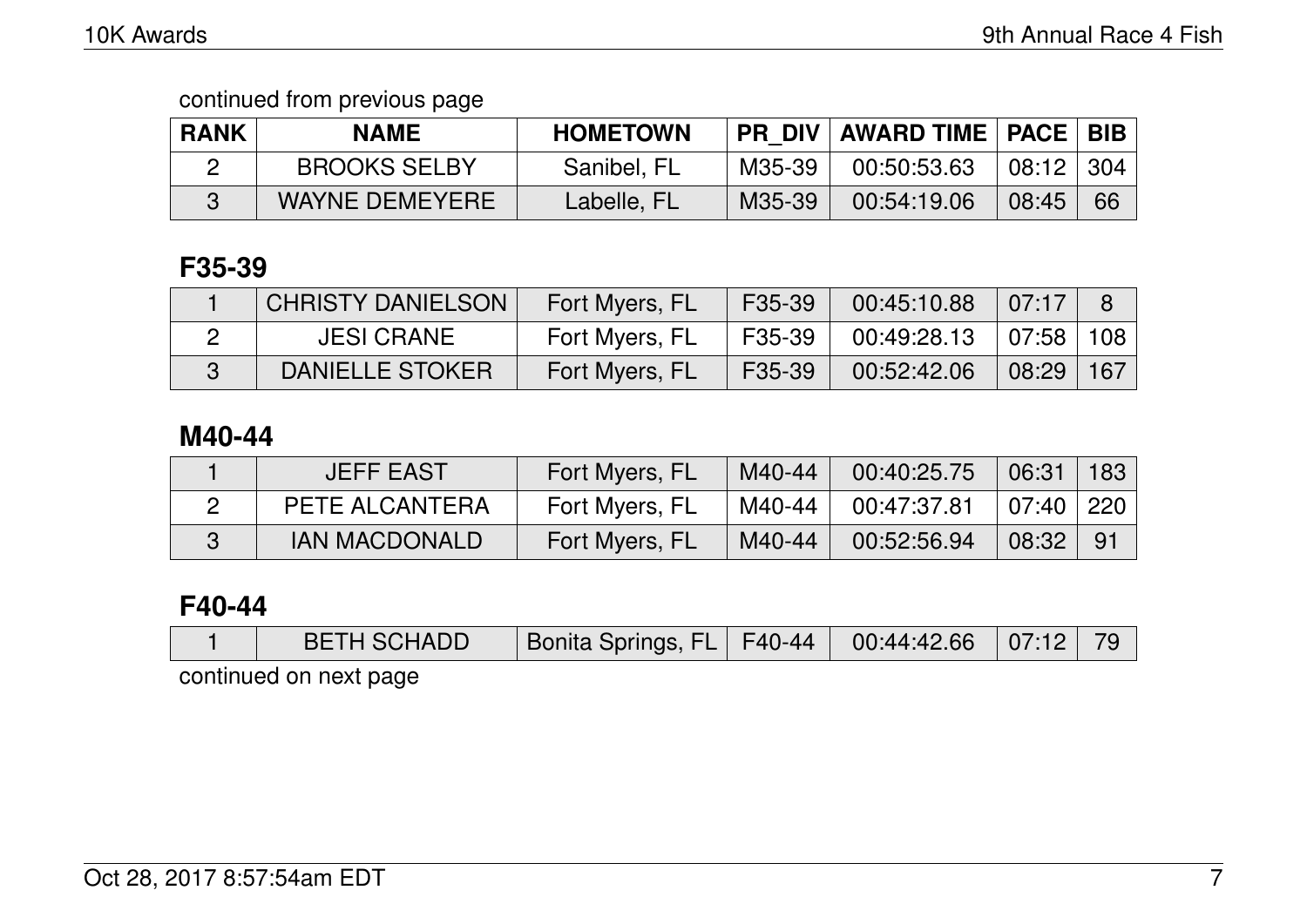continued from previous page

| RANK | NAME | HOMETOWN | PR_DIV | AWARD TIME | PACE | BIB |
|---|---|---|---|---|---|---|
| 2 | BROOKS SELBY | Sanibel, FL | M35-39 | 00:50:53.63 | 08:12 | 304 |
| 3 | WAYNE DEMEYERE | Labelle, FL | M35-39 | 00:54:19.06 | 08:45 | 66 |

## F35-39

| RANK | NAME | HOMETOWN | PR_DIV | AWARD TIME | PACE | BIB |
|---|---|---|---|---|---|---|
| 1 | CHRISTY DANIELSON | Fort Myers, FL | F35-39 | 00:45:10.88 | 07:17 | 8 |
| 2 | JESI CRANE | Fort Myers, FL | F35-39 | 00:49:28.13 | 07:58 | 108 |
| 3 | DANIELLE STOKER | Fort Myers, FL | F35-39 | 00:52:42.06 | 08:29 | 167 |

## M40-44

| RANK | NAME | HOMETOWN | PR_DIV | AWARD TIME | PACE | BIB |
|---|---|---|---|---|---|---|
| 1 | JEFF EAST | Fort Myers, FL | M40-44 | 00:40:25.75 | 06:31 | 183 |
| 2 | PETE ALCANTERA | Fort Myers, FL | M40-44 | 00:47:37.81 | 07:40 | 220 |
| 3 | IAN MACDONALD | Fort Myers, FL | M40-44 | 00:52:56.94 | 08:32 | 91 |

## F40-44

| RANK | NAME | HOMETOWN | PR_DIV | AWARD TIME | PACE | BIB |
|---|---|---|---|---|---|---|
| 1 | BETH SCHADD | Bonita Springs, FL | F40-44 | 00:44:42.66 | 07:12 | 79 |

continued on next page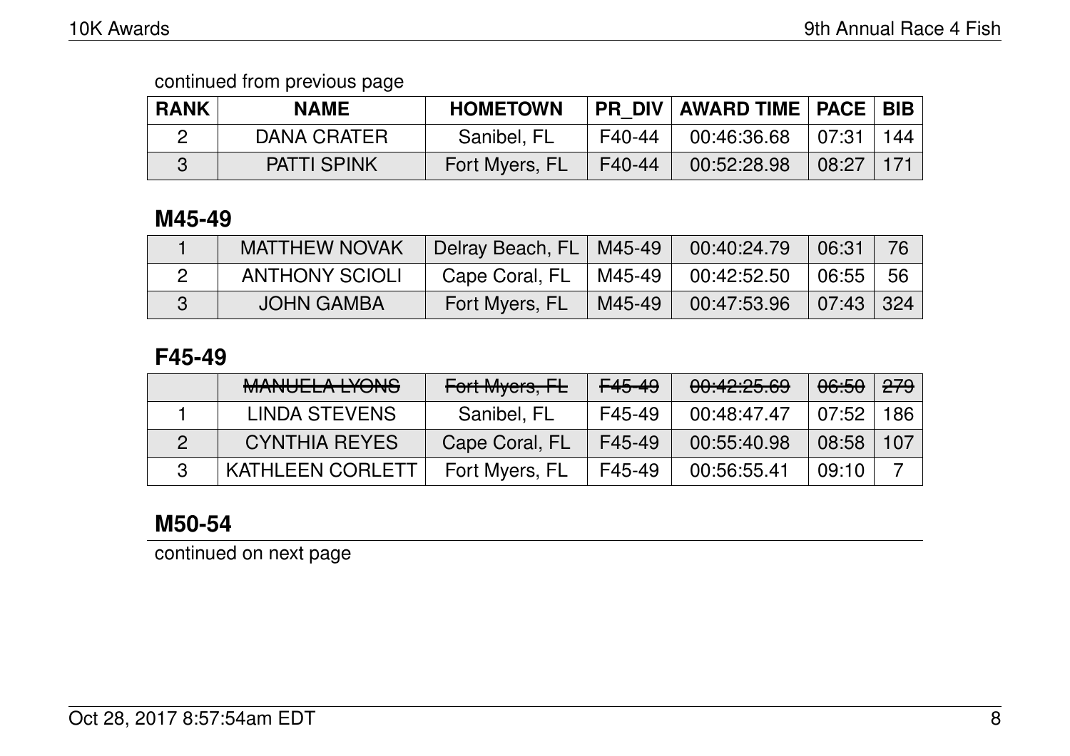continued from previous page

| RANK | NAME | HOMETOWN | PR_DIV | AWARD TIME | PACE | BIB |
|---|---|---|---|---|---|---|
| 2 | DANA CRATER | Sanibel, FL | F40-44 | 00:46:36.68 | 07:31 | 144 |
| 3 | PATTI SPINK | Fort Myers, FL | F40-44 | 00:52:28.98 | 08:27 | 171 |

## M45-49

| RANK | NAME | HOMETOWN | PR_DIV | AWARD TIME | PACE | BIB |
|---|---|---|---|---|---|---|
| 1 | MATTHEW NOVAK | Delray Beach, FL | M45-49 | 00:40:24.79 | 06:31 | 76 |
| 2 | ANTHONY SCIOLI | Cape Coral, FL | M45-49 | 00:42:52.50 | 06:55 | 56 |
| 3 | JOHN GAMBA | Fort Myers, FL | M45-49 | 00:47:53.96 | 07:43 | 324 |

## F45-49

| RANK | NAME | HOMETOWN | PR_DIV | AWARD TIME | PACE | BIB |
|---|---|---|---|---|---|---|
| | ~~MANUELA LYONS~~ | ~~Fort Myers, FL~~ | ~~F45-49~~ | ~~00:42:25.69~~ | ~~06:50~~ | ~~279~~ |
| 1 | LINDA STEVENS | Sanibel, FL | F45-49 | 00:48:47.47 | 07:52 | 186 |
| 2 | CYNTHIA REYES | Cape Coral, FL | F45-49 | 00:55:40.98 | 08:58 | 107 |
| 3 | KATHLEEN CORLETT | Fort Myers, FL | F45-49 | 00:56:55.41 | 09:10 | 7 |

## M50-54

continued on next page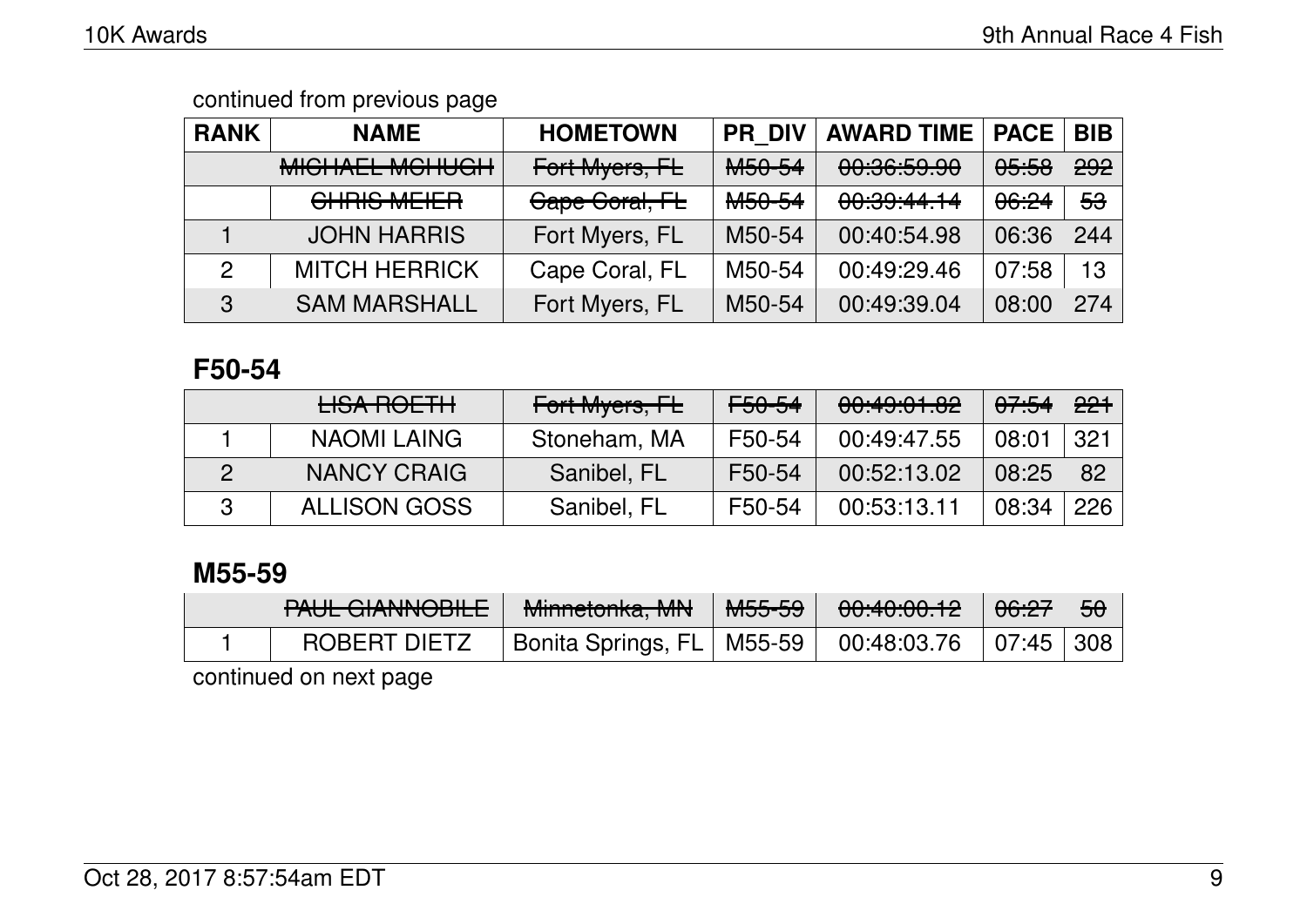continued from previous page

| RANK | NAME | HOMETOWN | PR_DIV | AWARD TIME | PACE | BIB |
|---|---|---|---|---|---|---|
| | ~~MICHAEL MCHUGH~~ | ~~Fort Myers, FL~~ | ~~M50-54~~ | ~~00:36:59.90~~ | ~~05:58~~ | ~~292~~ |
| | ~~CHRIS MEIER~~ | ~~Cape Coral, FL~~ | ~~M50-54~~ | ~~00:39:44.14~~ | ~~06:24~~ | ~~53~~ |
| 1 | JOHN HARRIS | Fort Myers, FL | M50-54 | 00:40:54.98 | 06:36 | 244 |
| 2 | MITCH HERRICK | Cape Coral, FL | M50-54 | 00:49:29.46 | 07:58 | 13 |
| 3 | SAM MARSHALL | Fort Myers, FL | M50-54 | 00:49:39.04 | 08:00 | 274 |

## F50-54

| RANK | NAME | HOMETOWN | PR_DIV | AWARD TIME | PACE | BIB |
|---|---|---|---|---|---|---|
| | ~~LISA ROETH~~ | ~~Fort Myers, FL~~ | ~~F50-54~~ | ~~00:49:01.82~~ | ~~07:54~~ | ~~221~~ |
| 1 | NAOMI LAING | Stoneham, MA | F50-54 | 00:49:47.55 | 08:01 | 321 |
| 2 | NANCY CRAIG | Sanibel, FL | F50-54 | 00:52:13.02 | 08:25 | 82 |
| 3 | ALLISON GOSS | Sanibel, FL | F50-54 | 00:53:13.11 | 08:34 | 226 |

## M55-59

| RANK | NAME | HOMETOWN | PR_DIV | AWARD TIME | PACE | BIB |
|---|---|---|---|---|---|---|
| | ~~PAUL GIANNOBILE~~ | ~~Minnetonka, MN~~ | ~~M55-59~~ | ~~00:40:00.12~~ | ~~06:27~~ | ~~50~~ |
| 1 | ROBERT DIETZ | Bonita Springs, FL | M55-59 | 00:48:03.76 | 07:45 | 308 |

continued on next page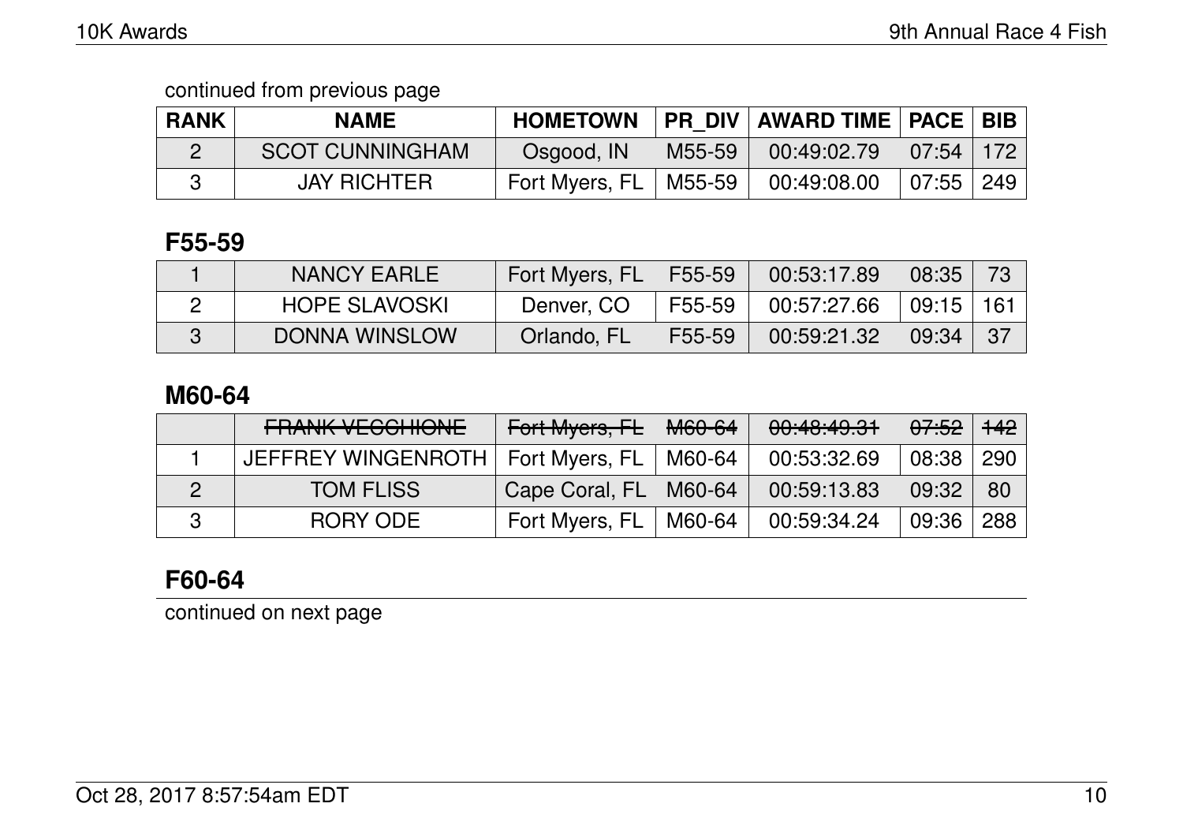continued from previous page

| RANK | NAME | HOMETOWN | PR_DIV | AWARD TIME | PACE | BIB |
|---|---|---|---|---|---|---|
| 2 | SCOT CUNNINGHAM | Osgood, IN | M55-59 | 00:49:02.79 | 07:54 | 172 |
| 3 | JAY RICHTER | Fort Myers, FL | M55-59 | 00:49:08.00 | 07:55 | 249 |

## F55-59

| RANK | NAME | HOMETOWN | PR_DIV | AWARD TIME | PACE | BIB |
|---|---|---|---|---|---|---|
| 1 | NANCY EARLE | Fort Myers, FL | F55-59 | 00:53:17.89 | 08:35 | 73 |
| 2 | HOPE SLAVOSKI | Denver, CO | F55-59 | 00:57:27.66 | 09:15 | 161 |
| 3 | DONNA WINSLOW | Orlando, FL | F55-59 | 00:59:21.32 | 09:34 | 37 |

## M60-64

| RANK | NAME | HOMETOWN | PR_DIV | AWARD TIME | PACE | BIB |
|---|---|---|---|---|---|---|
| | ~~FRANK VECCHIONE~~ | ~~Fort Myers, FL~~ | ~~M60-64~~ | ~~00:48:49.31~~ | ~~07:52~~ | ~~142~~ |
| 1 | JEFFREY WINGENROTH | Fort Myers, FL | M60-64 | 00:53:32.69 | 08:38 | 290 |
| 2 | TOM FLISS | Cape Coral, FL | M60-64 | 00:59:13.83 | 09:32 | 80 |
| 3 | RORY ODE | Fort Myers, FL | M60-64 | 00:59:34.24 | 09:36 | 288 |

## F60-64

continued on next page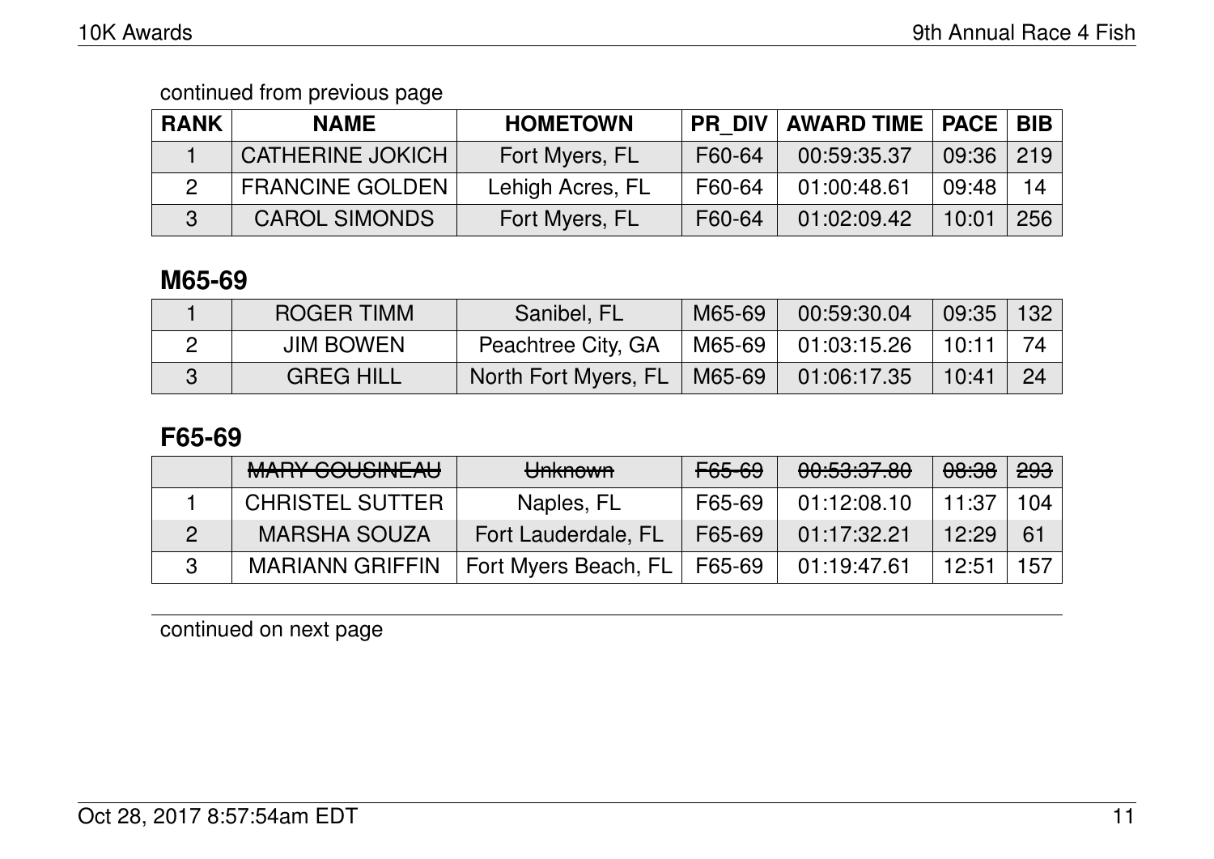continued from previous page

| RANK | NAME | HOMETOWN | PR_DIV | AWARD TIME | PACE | BIB |
|---|---|---|---|---|---|---|
| 1 | CATHERINE JOKICH | Fort Myers, FL | F60-64 | 00:59:35.37 | 09:36 | 219 |
| 2 | FRANCINE GOLDEN | Lehigh Acres, FL | F60-64 | 01:00:48.61 | 09:48 | 14 |
| 3 | CAROL SIMONDS | Fort Myers, FL | F60-64 | 01:02:09.42 | 10:01 | 256 |

## M65-69

| RANK | NAME | HOMETOWN | PR_DIV | AWARD TIME | PACE | BIB |
|---|---|---|---|---|---|---|
| 1 | ROGER TIMM | Sanibel, FL | M65-69 | 00:59:30.04 | 09:35 | 132 |
| 2 | JIM BOWEN | Peachtree City, GA | M65-69 | 01:03:15.26 | 10:11 | 74 |
| 3 | GREG HILL | North Fort Myers, FL | M65-69 | 01:06:17.35 | 10:41 | 24 |

## F65-69

| RANK | NAME | HOMETOWN | PR_DIV | AWARD TIME | PACE | BIB |
|---|---|---|---|---|---|---|
| | ~~MARY COUSINEAU~~ | ~~Unknown~~ | ~~F65-69~~ | ~~00:53:37.80~~ | ~~08:38~~ | ~~293~~ |
| 1 | CHRISTEL SUTTER | Naples, FL | F65-69 | 01:12:08.10 | 11:37 | 104 |
| 2 | MARSHA SOUZA | Fort Lauderdale, FL | F65-69 | 01:17:32.21 | 12:29 | 61 |
| 3 | MARIANN GRIFFIN | Fort Myers Beach, FL | F65-69 | 01:19:47.61 | 12:51 | 157 |

continued on next page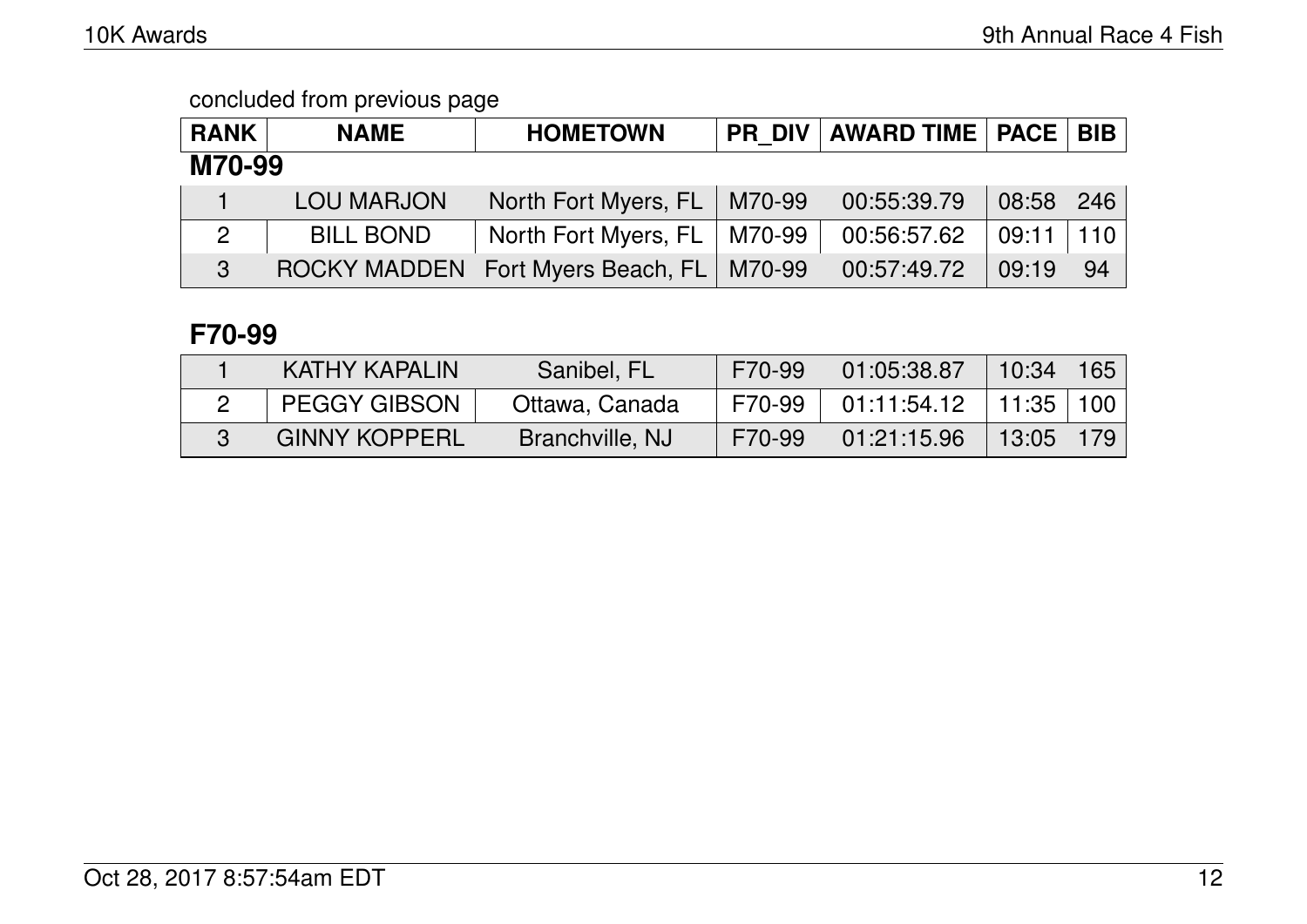concluded from previous page

| RANK | NAME | HOMETOWN | PR_DIV | AWARD TIME | PACE | BIB |
|---|---|---|---|---|---|---|

### M70-99

| RANK | NAME | HOMETOWN | PR_DIV | AWARD TIME | PACE | BIB |
|---|---|---|---|---|---|---|
| 1 | LOU MARJON | North Fort Myers, FL | M70-99 | 00:55:39.79 | 08:58 | 246 |
| 2 | BILL BOND | North Fort Myers, FL | M70-99 | 00:56:57.62 | 09:11 | 110 |
| 3 | ROCKY MADDEN | Fort Myers Beach, FL | M70-99 | 00:57:49.72 | 09:19 | 94 |

### F70-99

| RANK | NAME | HOMETOWN | PR_DIV | AWARD TIME | PACE | BIB |
|---|---|---|---|---|---|---|
| 1 | KATHY KAPALIN | Sanibel, FL | F70-99 | 01:05:38.87 | 10:34 | 165 |
| 2 | PEGGY GIBSON | Ottawa, Canada | F70-99 | 01:11:54.12 | 11:35 | 100 |
| 3 | GINNY KOPPERL | Branchville, NJ | F70-99 | 01:21:15.96 | 13:05 | 179 |